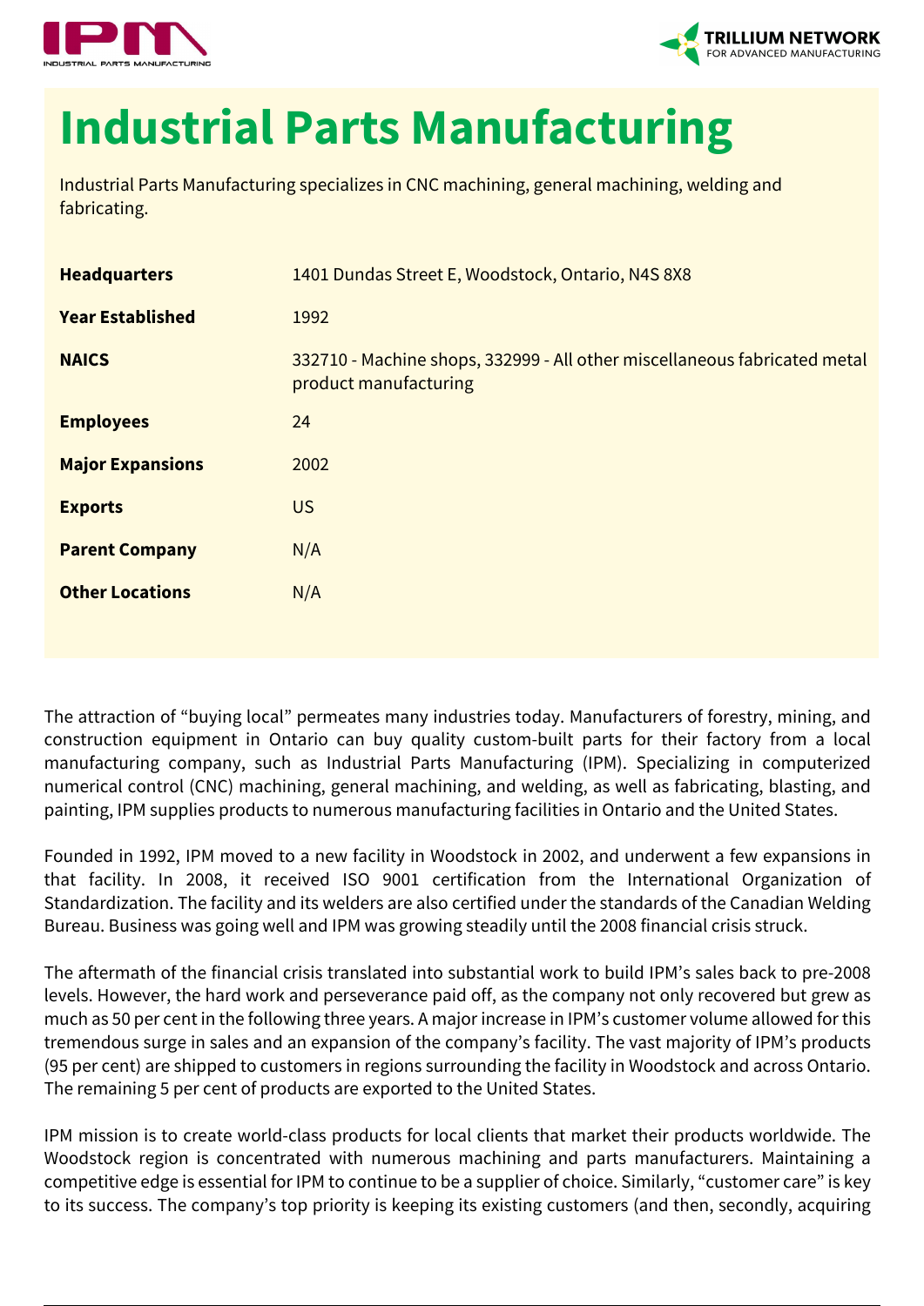# Industrial Parts Manufacturing

Industrial Parts Manufacturing specializes in CNC machining, general machining, welding and fabricating.

| | |
|---|---|
| **Headquarters** | 1401 Dundas Street E, Woodstock, Ontario, N4S 8X8 |
| **Year Established** | 1992 |
| **NAICS** | 332710 - Machine shops, 332999 - All other miscellaneous fabricated metal product manufacturing |
| **Employees** | 24 |
| **Major Expansions** | 2002 |
| **Exports** | US |
| **Parent Company** | N/A |
| **Other Locations** | N/A |

The attraction of "buying local" permeates many industries today. Manufacturers of forestry, mining, and construction equipment in Ontario can buy quality custom-built parts for their factory from a local manufacturing company, such as Industrial Parts Manufacturing (IPM). Specializing in computerized numerical control (CNC) machining, general machining, and welding, as well as fabricating, blasting, and painting, IPM supplies products to numerous manufacturing facilities in Ontario and the United States.

Founded in 1992, IPM moved to a new facility in Woodstock in 2002, and underwent a few expansions in that facility. In 2008, it received ISO 9001 certification from the International Organization of Standardization. The facility and its welders are also certified under the standards of the Canadian Welding Bureau. Business was going well and IPM was growing steadily until the 2008 financial crisis struck.

The aftermath of the financial crisis translated into substantial work to build IPM's sales back to pre-2008 levels. However, the hard work and perseverance paid off, as the company not only recovered but grew as much as 50 per cent in the following three years. A major increase in IPM's customer volume allowed for this tremendous surge in sales and an expansion of the company's facility. The vast majority of IPM's products (95 per cent) are shipped to customers in regions surrounding the facility in Woodstock and across Ontario. The remaining 5 per cent of products are exported to the United States.

IPM mission is to create world-class products for local clients that market their products worldwide. The Woodstock region is concentrated with numerous machining and parts manufacturers. Maintaining a competitive edge is essential for IPM to continue to be a supplier of choice. Similarly, "customer care" is key to its success. The company's top priority is keeping its existing customers (and then, secondly, acquiring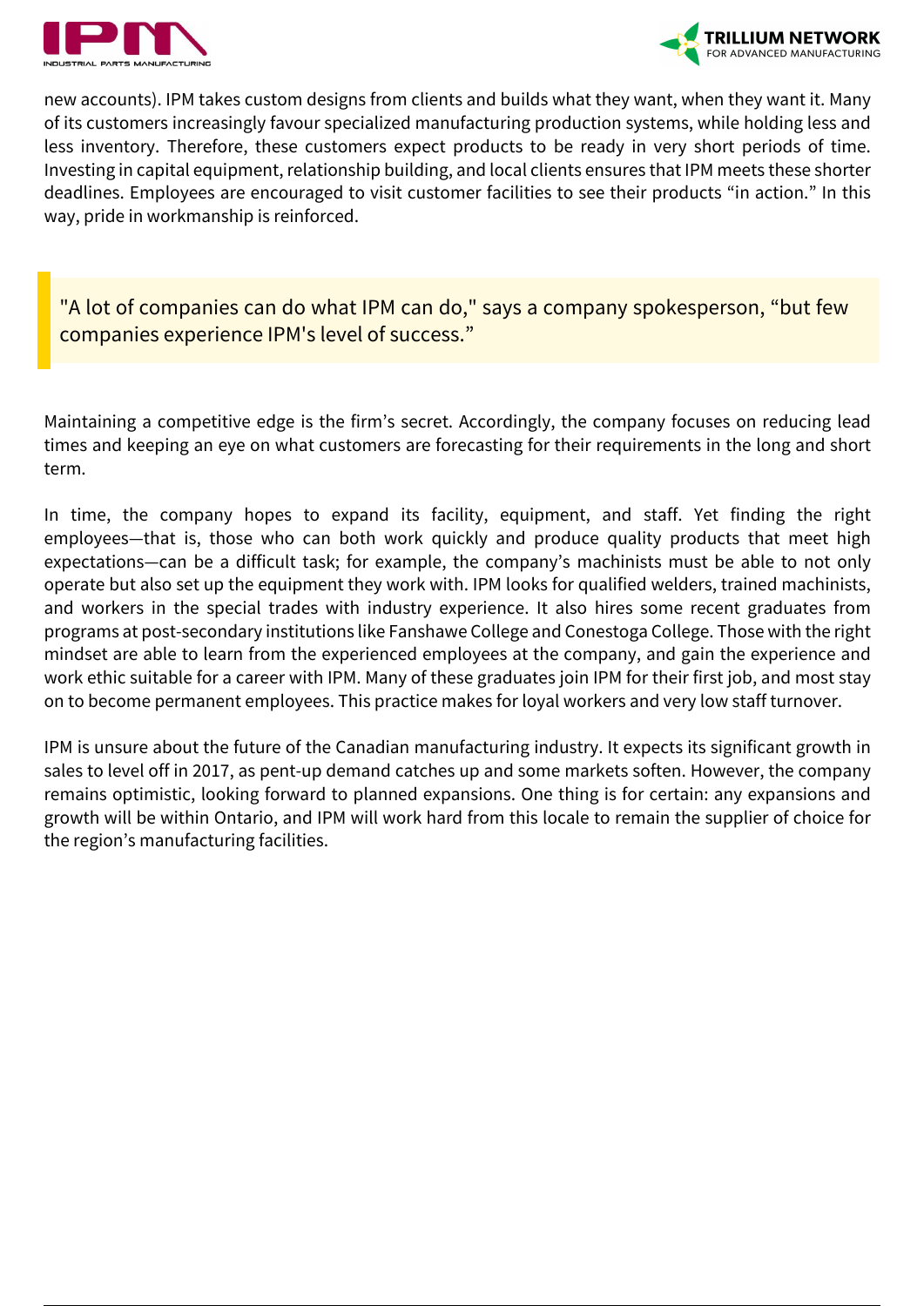new accounts). IPM takes custom designs from clients and builds what they want, when they want it. Many of its customers increasingly favour specialized manufacturing production systems, while holding less and less inventory. Therefore, these customers expect products to be ready in very short periods of time. Investing in capital equipment, relationship building, and local clients ensures that IPM meets these shorter deadlines. Employees are encouraged to visit customer facilities to see their products "in action." In this way, pride in workmanship is reinforced.

> "A lot of companies can do what IPM can do," says a company spokesperson, "but few companies experience IPM's level of success."

Maintaining a competitive edge is the firm's secret. Accordingly, the company focuses on reducing lead times and keeping an eye on what customers are forecasting for their requirements in the long and short term.

In time, the company hopes to expand its facility, equipment, and staff. Yet finding the right employees—that is, those who can both work quickly and produce quality products that meet high expectations—can be a difficult task; for example, the company's machinists must be able to not only operate but also set up the equipment they work with. IPM looks for qualified welders, trained machinists, and workers in the special trades with industry experience. It also hires some recent graduates from programs at post-secondary institutions like Fanshawe College and Conestoga College. Those with the right mindset are able to learn from the experienced employees at the company, and gain the experience and work ethic suitable for a career with IPM. Many of these graduates join IPM for their first job, and most stay on to become permanent employees. This practice makes for loyal workers and very low staff turnover.

IPM is unsure about the future of the Canadian manufacturing industry. It expects its significant growth in sales to level off in 2017, as pent-up demand catches up and some markets soften. However, the company remains optimistic, looking forward to planned expansions. One thing is for certain: any expansions and growth will be within Ontario, and IPM will work hard from this locale to remain the supplier of choice for the region's manufacturing facilities.